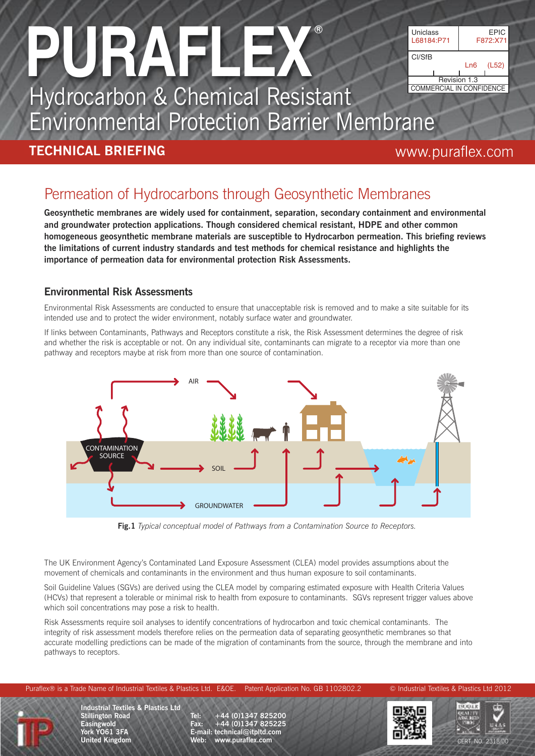# PURAFLEX®

Hydrocarbon & Chemical Resistant Environmental Protection Barrier Membrane

| Uniclass L68184:P71 | EPIC F872:X71 |
|---|---|
| CI/SfB | Ln6 (L52) |
| Revision 1.3 | |
| COMMERCIAL IN CONFIDENCE | |

**TECHNICAL BRIEFING** www.puraflex.com

## Permeation of Hydrocarbons through Geosynthetic Membranes

**Geosynthetic membranes are widely used for containment, separation, secondary containment and environmental and groundwater protection applications. Though considered chemical resistant, HDPE and other common homogeneous geosynthetic membrane materials are susceptible to Hydrocarbon permeation. This briefing reviews the limitations of current industry standards and test methods for chemical resistance and highlights the importance of permeation data for environmental protection Risk Assessments.**

### Environmental Risk Assessments

Environmental Risk Assessments are conducted to ensure that unacceptable risk is removed and to make a site suitable for its intended use and to protect the wider environment, notably surface water and groundwater.

If links between Contaminants, Pathways and Receptors constitute a risk, the Risk Assessment determines the degree of risk and whether the risk is acceptable or not. On any individual site, contaminants can migrate to a receptor via more than one pathway and receptors maybe at risk from more than one source of contamination.

**Fig.1** *Typical conceptual model of Pathways from a Contamination Source to Receptors.*

The UK Environment Agency's Contaminated Land Exposure Assessment (CLEA) model provides assumptions about the movement of chemicals and contaminants in the environment and thus human exposure to soil contaminants.

Soil Guideline Values (SGVs) are derived using the CLEA model by comparing estimated exposure with Health Criteria Values (HCVs) that represent a tolerable or minimal risk to health from exposure to contaminants. SGVs represent trigger values above which soil concentrations may pose a risk to health.

Risk Assessments require soil analyses to identify concentrations of hydrocarbon and toxic chemical contaminants. The integrity of risk assessment models therefore relies on the permeation data of separating geosynthetic membranes so that accurate modelling predictions can be made of the migration of contaminants from the source, through the membrane and into pathways to receptors.

Puraflex® is a Trade Name of Industrial Textiles & Plastics Ltd. E&OE. Patent Application No. GB 1102802.2 © Industrial Textiles & Plastics Ltd 2012

**Industrial Textiles & Plastics Ltd**
**Stillington Road**
**Easingwold**
**York YO61 3FA**
**United Kingdom**

**Tel: +44 (0)1347 825200**
**Fax: +44 (0)1347 825225**
**E-mail: technical@itpltd.com**
**Web: www.puraflex.com**

CERT. NO. 2318/00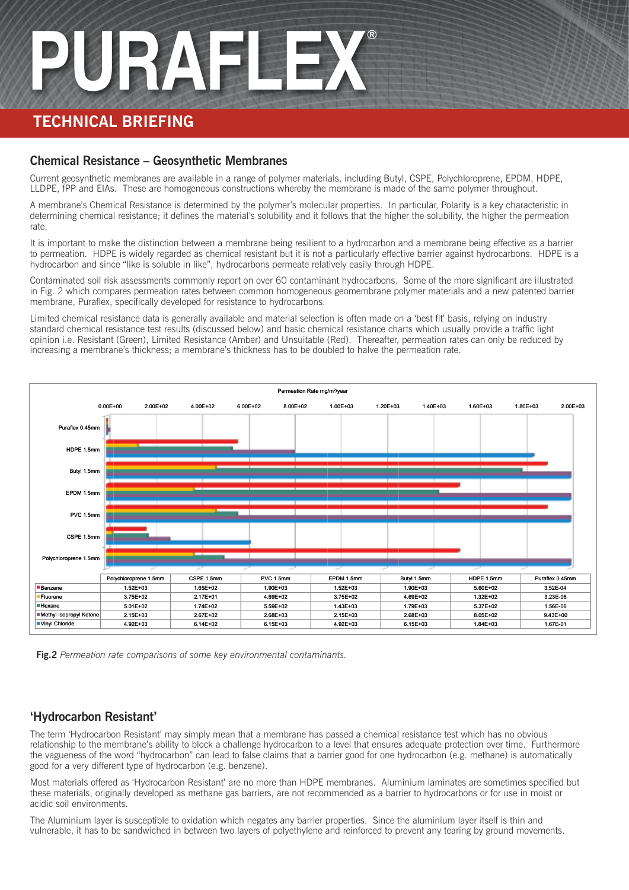# PURAFLEX®

## TECHNICAL BRIEFING

### Chemical Resistance – Geosynthetic Membranes

Current geosynthetic membranes are available in a range of polymer materials, including Butyl, CSPE, Polychloroprene, EPDM, HDPE, LLDPE, fPP and EIAs. These are homogeneous constructions whereby the membrane is made of the same polymer throughout.

A membrane's Chemical Resistance is determined by the polymer's molecular properties. In particular, Polarity is a key characteristic in determining chemical resistance; it defines the material's solubility and it follows that the higher the solubility, the higher the permeation rate.

It is important to make the distinction between a membrane being resilient to a hydrocarbon and a membrane being effective as a barrier to permeation. HDPE is widely regarded as chemical resistant but it is not a particularly effective barrier against hydrocarbons. HDPE is a hydrocarbon and since "like is soluble in like", hydrocarbons permeate relatively easily through HDPE.

Contaminated soil risk assessments commonly report on over 60 contaminant hydrocarbons. Some of the more significant are illustrated in Fig. 2 which compares permeation rates between common homogeneous geomembrane polymer materials and a new patented barrier membrane, Puraflex, specifically developed for resistance to hydrocarbons.

Limited chemical resistance data is generally available and material selection is often made on a 'best fit' basis, relying on industry standard chemical resistance test results (discussed below) and basic chemical resistance charts which usually provide a traffic light opinion i.e. Resistant (Green), Limited Resistance (Amber) and Unsuitable (Red). Thereafter, permeation rates can only be reduced by increasing a membrane's thickness; a membrane's thickness has to be doubled to halve the permeation rate.

Permeation Rate mg/m²/year

| | Polychloroprene 1.5mm | CSPE 1.5mm | PVC 1.5mm | EPDM 1.5mm | Butyl 1.5mm | HDPE 1.5mm | Puraflex 0.45mm |
|---|---|---|---|---|---|---|---|
| Benzene | 1.52E+03 | 1.65E+02 | 1.90E+03 | 1.52E+03 | 1.90E+03 | 5.60E+02 | 3.52E-04 |
| Fluorene | 3.75E+02 | 2.17E+01 | 4.69E+02 | 3.75E+02 | 4.69E+02 | 1.32E+02 | 3.23E-06 |
| Hexane | 5.01E+02 | 1.74E+02 | 5.59E+02 | 1.43E+03 | 1.79E+03 | 5.37E+02 | 1.56E-06 |
| Methyl Isopropyl Ketone | 2.15E+03 | 2.67E+02 | 2.68E+03 | 2.15E+03 | 2.68E+03 | 8.05E+02 | 9.43E+00 |
| Vinyl Chloride | 4.92E+03 | 6.14E+02 | 6.15E+03 | 4.92E+03 | 6.15E+03 | 1.84E+03 | 1.67E-01 |

**Fig.2** *Permeation rate comparisons of some key environmental contaminants.*

### 'Hydrocarbon Resistant'

The term 'Hydrocarbon Resistant' may simply mean that a membrane has passed a chemical resistance test which has no obvious relationship to the membrane's ability to block a challenge hydrocarbon to a level that ensures adequate protection over time. Furthermore the vagueness of the word "hydrocarbon" can lead to false claims that a barrier good for one hydrocarbon (e.g. methane) is automatically good for a very different type of hydrocarbon (e.g. benzene).

Most materials offered as 'Hydrocarbon Resistant' are no more than HDPE membranes. Aluminium laminates are sometimes specified but these materials, originally developed as methane gas barriers, are not recommended as a barrier to hydrocarbons or for use in moist or acidic soil environments.

The Aluminium layer is susceptible to oxidation which negates any barrier properties. Since the aluminium layer itself is thin and vulnerable, it has to be sandwiched in between two layers of polyethylene and reinforced to prevent any tearing by ground movements.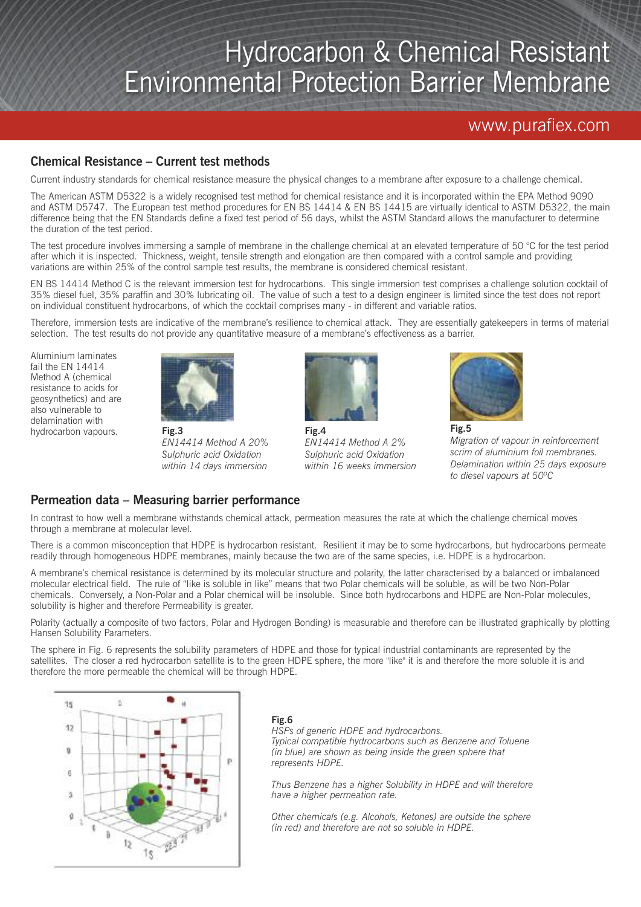# Hydrocarbon & Chemical Resistant Environmental Protection Barrier Membrane

www.puraflex.com

## Chemical Resistance – Current test methods

Current industry standards for chemical resistance measure the physical changes to a membrane after exposure to a challenge chemical.

The American ASTM D5322 is a widely recognised test method for chemical resistance and it is incorporated within the EPA Method 9090 and ASTM D5747. The European test method procedures for EN BS 14414 & EN BS 14415 are virtually identical to ASTM D5322, the main difference being that the EN Standards define a fixed test period of 56 days, whilst the ASTM Standard allows the manufacturer to determine the duration of the test period.

The test procedure involves immersing a sample of membrane in the challenge chemical at an elevated temperature of 50 °C for the test period after which it is inspected. Thickness, weight, tensile strength and elongation are then compared with a control sample and providing variations are within 25% of the control sample test results, the membrane is considered chemical resistant.

EN BS 14414 Method C is the relevant immersion test for hydrocarbons. This single immersion test comprises a challenge solution cocktail of 35% diesel fuel, 35% paraffin and 30% lubricating oil. The value of such a test to a design engineer is limited since the test does not report on individual constituent hydrocarbons, of which the cocktail comprises many - in different and variable ratios.

Therefore, immersion tests are indicative of the membrane's resilience to chemical attack. They are essentially gatekeepers in terms of material selection. The test results do not provide any quantitative measure of a membrane's effectiveness as a barrier.

Aluminium laminates fail the EN 14414 Method A (chemical resistance to acids for geosynthetics) and are also vulnerable to delamination with hydrocarbon vapours.

**Fig.3**
*EN14414 Method A 20% Sulphuric acid Oxidation within 14 days immersion*

**Fig.4**
*EN14414 Method A 2% Sulphuric acid Oxidation within 16 weeks immersion*

**Fig.5**
*Migration of vapour in reinforcement scrim of aluminium foil membranes. Delamination within 25 days exposure to diesel vapours at 50ºC*

## Permeation data – Measuring barrier performance

In contrast to how well a membrane withstands chemical attack, permeation measures the rate at which the challenge chemical moves through a membrane at molecular level.

There is a common misconception that HDPE is hydrocarbon resistant. Resilient it may be to some hydrocarbons, but hydrocarbons permeate readily through homogeneous HDPE membranes, mainly because the two are of the same species, i.e. HDPE is a hydrocarbon.

A membrane's chemical resistance is determined by its molecular structure and polarity, the latter characterised by a balanced or imbalanced molecular electrical field. The rule of "like is soluble in like" means that two Polar chemicals will be soluble, as will be two Non-Polar chemicals. Conversely, a Non-Polar and a Polar chemical will be insoluble. Since both hydrocarbons and HDPE are Non-Polar molecules, solubility is higher and therefore Permeability is greater.

Polarity (actually a composite of two factors, Polar and Hydrogen Bonding) is measurable and therefore can be illustrated graphically by plotting Hansen Solubility Parameters.

The sphere in Fig. 6 represents the solubility parameters of HDPE and those for typical industrial contaminants are represented by the satellites. The closer a red hydrocarbon satellite is to the green HDPE sphere, the more "like" it is and therefore the more soluble it is and therefore the more permeable the chemical will be through HDPE.

**Fig.6**
*HSPs of generic HDPE and hydrocarbons. Typical compatible hydrocarbons such as Benzene and Toluene (in blue) are shown as being inside the green sphere that represents HDPE.*

*Thus Benzene has a higher Solubility in HDPE and will therefore have a higher permeation rate.*

*Other chemicals (e.g. Alcohols, Ketones) are outside the sphere (in red) and therefore are not so soluble in HDPE.*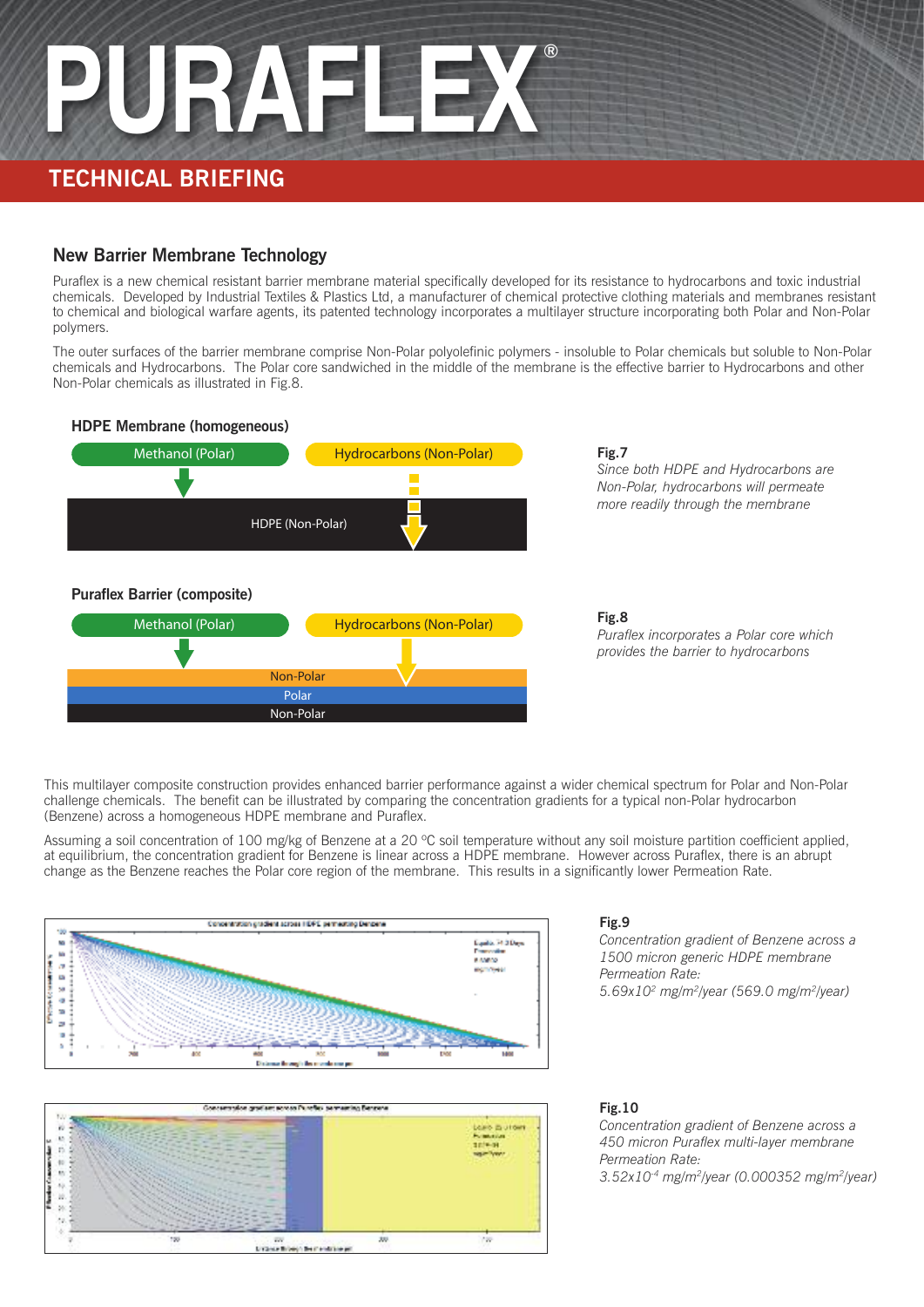# PURAFLEX®

## TECHNICAL BRIEFING

### New Barrier Membrane Technology

Puraflex is a new chemical resistant barrier membrane material specifically developed for its resistance to hydrocarbons and toxic industrial chemicals. Developed by Industrial Textiles & Plastics Ltd, a manufacturer of chemical protective clothing materials and membranes resistant to chemical and biological warfare agents, its patented technology incorporates a multilayer structure incorporating both Polar and Non-Polar polymers.

The outer surfaces of the barrier membrane comprise Non-Polar polyolefinic polymers - insoluble to Polar chemicals but soluble to Non-Polar chemicals and Hydrocarbons. The Polar core sandwiched in the middle of the membrane is the effective barrier to Hydrocarbons and other Non-Polar chemicals as illustrated in Fig.8.

**HDPE Membrane (homogeneous)**

Methanol (Polar) | Hydrocarbons (Non-Polar)

HDPE (Non-Polar)

**Fig.7**
*Since both HDPE and Hydrocarbons are Non-Polar, hydrocarbons will permeate more readily through the membrane*

**Puraflex Barrier (composite)**

Methanol (Polar) | Hydrocarbons (Non-Polar)

Non-Polar
Polar
Non-Polar

**Fig.8**
*Puraflex incorporates a Polar core which provides the barrier to hydrocarbons*

This multilayer composite construction provides enhanced barrier performance against a wider chemical spectrum for Polar and Non-Polar challenge chemicals. The benefit can be illustrated by comparing the concentration gradients for a typical non-Polar hydrocarbon (Benzene) across a homogeneous HDPE membrane and Puraflex.

Assuming a soil concentration of 100 mg/kg of Benzene at a 20 °C soil temperature without any soil moisture partition coefficient applied, at equilibrium, the concentration gradient for Benzene is linear across a HDPE membrane. However across Puraflex, there is an abrupt change as the Benzene reaches the Polar core region of the membrane. This results in a significantly lower Permeation Rate.

**Fig.9**
*Concentration gradient of Benzene across a 1500 micron generic HDPE membrane*
*Permeation Rate:*
*$5.69 \times 10^{2}$ mg/m²/year (569.0 mg/m²/year)*

**Fig.10**
*Concentration gradient of Benzene across a 450 micron Puraflex multi-layer membrane*
*Permeation Rate:*
*$3.52 \times 10^{-4}$ mg/m²/year (0.000352 mg/m²/year)*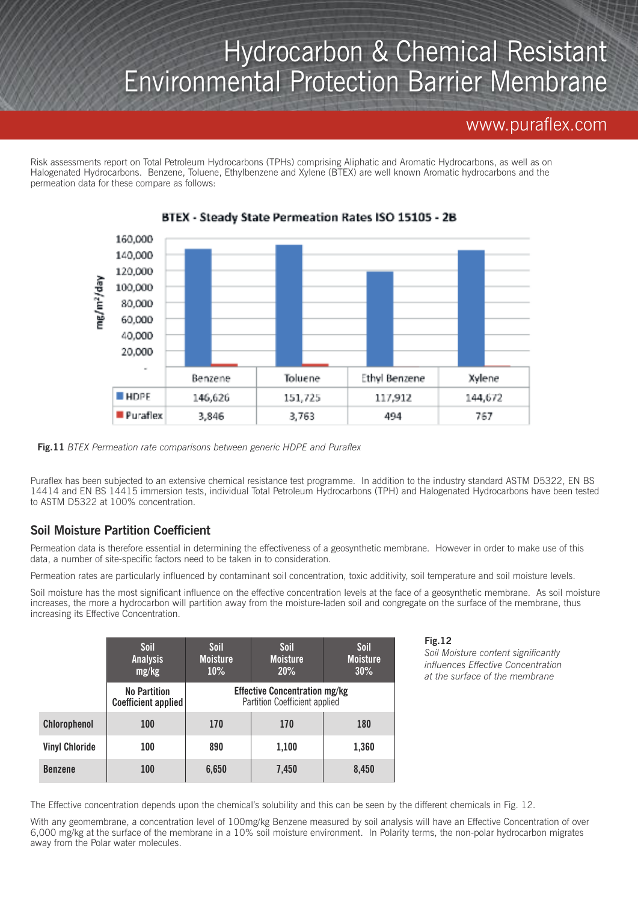# Hydrocarbon & Chemical Resistant Environmental Protection Barrier Membrane

www.puraflex.com

Risk assessments report on Total Petroleum Hydrocarbons (TPHs) comprising Aliphatic and Aromatic Hydrocarbons, as well as on Halogenated Hydrocarbons. Benzene, Toluene, Ethylbenzene and Xylene (BTEX) are well known Aromatic hydrocarbons and the permeation data for these compare as follows:

**BTEX - Steady State Permeation Rates ISO 15105 - 2B**

(mg/m²/day)

| | Benzene | Toluene | Ethyl Benzene | Xylene |
|---|---|---|---|---|
| HDPE | 146,626 | 151,725 | 117,912 | 144,672 |
| Puraflex | 3,846 | 3,763 | 494 | 767 |

**Fig.11** *BTEX Permeation rate comparisons between generic HDPE and Puraflex*

Puraflex has been subjected to an extensive chemical resistance test programme. In addition to the industry standard ASTM D5322, EN BS 14414 and EN BS 14415 immersion tests, individual Total Petroleum Hydrocarbons (TPH) and Halogenated Hydrocarbons have been tested to ASTM D5322 at 100% concentration.

## Soil Moisture Partition Coefficient

Permeation data is therefore essential in determining the effectiveness of a geosynthetic membrane. However in order to make use of this data, a number of site-specific factors need to be taken in to consideration.

Permeation rates are particularly influenced by contaminant soil concentration, toxic additivity, soil temperature and soil moisture levels.

Soil moisture has the most significant influence on the effective concentration levels at the face of a geosynthetic membrane. As soil moisture increases, the more a hydrocarbon will partition away from the moisture-laden soil and congregate on the surface of the membrane, thus increasing its Effective Concentration.

| | Soil Analysis mg/kg | Soil Moisture 10% | Soil Moisture 20% | Soil Moisture 30% |
|---|---|---|---|---|
| | No Partition Coefficient applied | Effective Concentration mg/kg Partition Coefficient applied | | |
| **Chlorophenol** | 100 | 170 | 170 | 180 |
| **Vinyl Chloride** | 100 | 890 | 1,100 | 1,360 |
| **Benzene** | 100 | 6,650 | 7,450 | 8,450 |

**Fig.12**
*Soil Moisture content significantly influences Effective Concentration at the surface of the membrane*

The Effective concentration depends upon the chemical's solubility and this can be seen by the different chemicals in Fig. 12.

With any geomembrane, a concentration level of 100mg/kg Benzene measured by soil analysis will have an Effective Concentration of over 6,000 mg/kg at the surface of the membrane in a 10% soil moisture environment. In Polarity terms, the non-polar hydrocarbon migrates away from the Polar water molecules.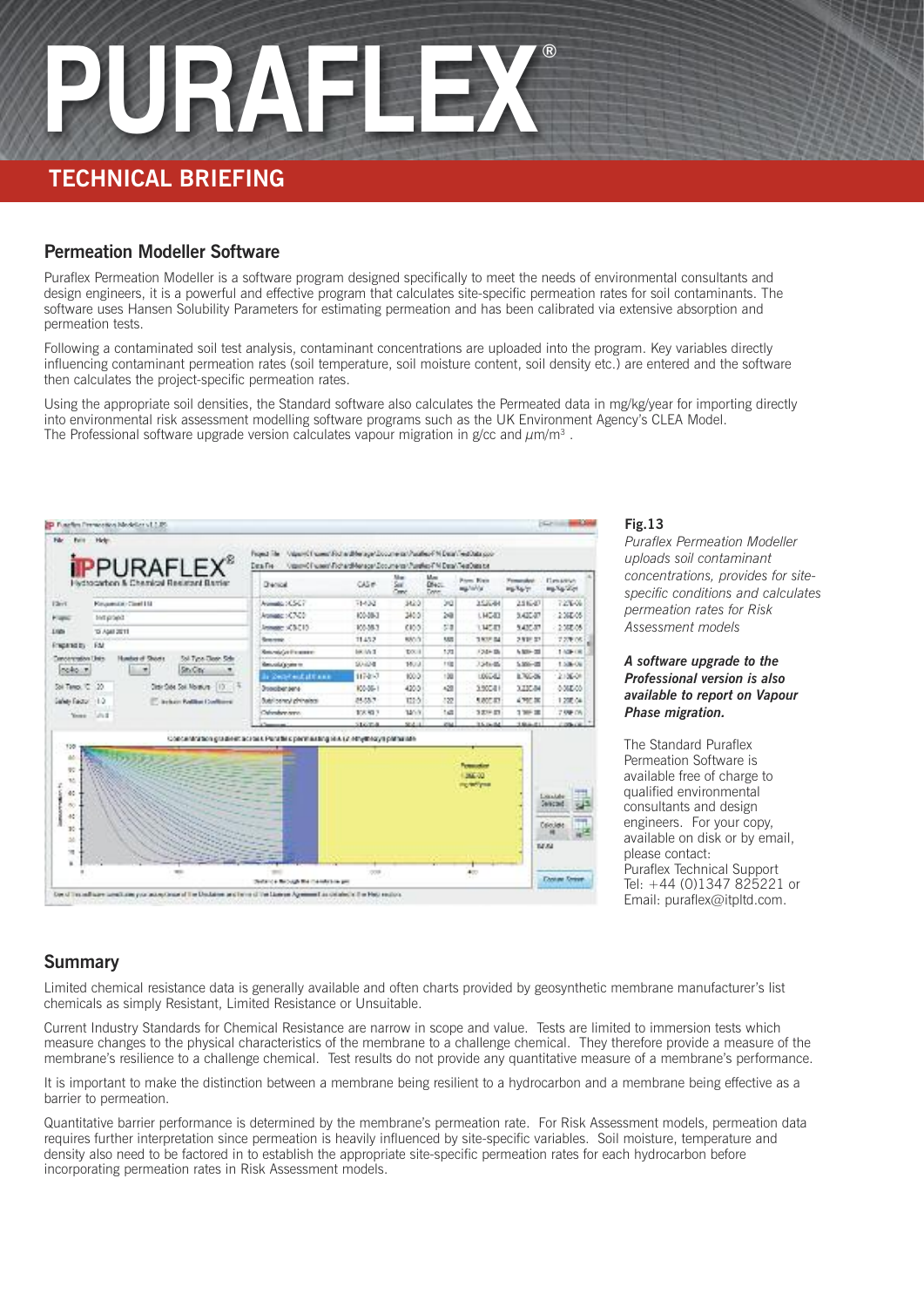# PURAFLEX®

## TECHNICAL BRIEFING

### Permeation Modeller Software

Puraflex Permeation Modeller is a software program designed specifically to meet the needs of environmental consultants and design engineers, it is a powerful and effective program that calculates site-specific permeation rates for soil contaminants. The software uses Hansen Solubility Parameters for estimating permeation and has been calibrated via extensive absorption and permeation tests.

Following a contaminated soil test analysis, contaminant concentrations are uploaded into the program. Key variables directly influencing contaminant permeation rates (soil temperature, soil moisture content, soil density etc.) are entered and the software then calculates the project-specific permeation rates.

Using the appropriate soil densities, the Standard software also calculates the Permeated data in mg/kg/year for importing directly into environmental risk assessment modelling software programs such as the UK Environment Agency's CLEA Model. The Professional software upgrade version calculates vapour migration in g/cc and $\mu$m/m$^3$ .

**Fig.13**

*Puraflex Permeation Modeller uploads soil contaminant concentrations, provides for site-specific conditions and calculates permeation rates for Risk Assessment models*

***A software upgrade to the Professional version is also available to report on Vapour Phase migration.***

The Standard Puraflex Permeation Software is available free of charge to qualified environmental consultants and design engineers. For your copy, available on disk or by email, please contact:
Puraflex Technical Support
Tel: +44 (0)1347 825221 or
Email: puraflex@itpltd.com.

### Summary

Limited chemical resistance data is generally available and often charts provided by geosynthetic membrane manufacturer's list chemicals as simply Resistant, Limited Resistance or Unsuitable.

Current Industry Standards for Chemical Resistance are narrow in scope and value. Tests are limited to immersion tests which measure changes to the physical characteristics of the membrane to a challenge chemical. They therefore provide a measure of the membrane's resilience to a challenge chemical. Test results do not provide any quantitative measure of a membrane's performance.

It is important to make the distinction between a membrane being resilient to a hydrocarbon and a membrane being effective as a barrier to permeation.

Quantitative barrier performance is determined by the membrane's permeation rate. For Risk Assessment models, permeation data requires further interpretation since permeation is heavily influenced by site-specific variables. Soil moisture, temperature and density also need to be factored in to establish the appropriate site-specific permeation rates for each hydrocarbon before incorporating permeation rates in Risk Assessment models.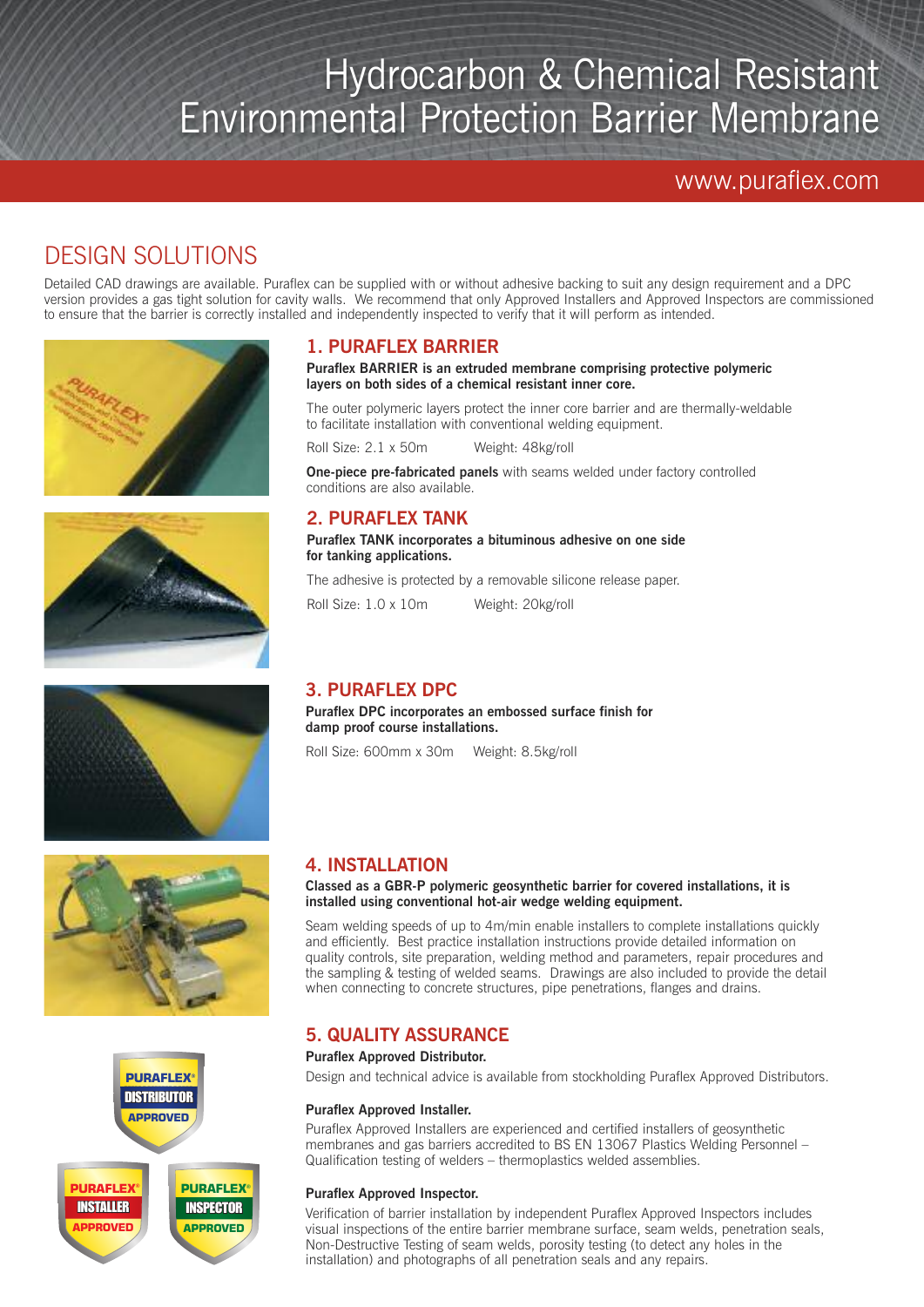# Hydrocarbon & Chemical Resistant Environmental Protection Barrier Membrane

www.puraflex.com

## DESIGN SOLUTIONS

Detailed CAD drawings are available. Puraflex can be supplied with or without adhesive backing to suit any design requirement and a DPC version provides a gas tight solution for cavity walls. We recommend that only Approved Installers and Approved Inspectors are commissioned to ensure that the barrier is correctly installed and independently inspected to verify that it will perform as intended.

### 1. PURAFLEX BARRIER

**Puraflex BARRIER is an extruded membrane comprising protective polymeric layers on both sides of a chemical resistant inner core.**

The outer polymeric layers protect the inner core barrier and are thermally-weldable to facilitate installation with conventional welding equipment.

Roll Size: 2.1 x 50m    Weight: 48kg/roll

**One-piece pre-fabricated panels** with seams welded under factory controlled conditions are also available.

### 2. PURAFLEX TANK

**Puraflex TANK incorporates a bituminous adhesive on one side for tanking applications.**

The adhesive is protected by a removable silicone release paper.

Roll Size: 1.0 x 10m    Weight: 20kg/roll

### 3. PURAFLEX DPC

**Puraflex DPC incorporates an embossed surface finish for damp proof course installations.**

Roll Size: 600mm x 30m    Weight: 8.5kg/roll

### 4. INSTALLATION

**Classed as a GBR-P polymeric geosynthetic barrier for covered installations, it is installed using conventional hot-air wedge welding equipment.**

Seam welding speeds of up to 4m/min enable installers to complete installations quickly and efficiently. Best practice installation instructions provide detailed information on quality controls, site preparation, welding method and parameters, repair procedures and the sampling & testing of welded seams. Drawings are also included to provide the detail when connecting to concrete structures, pipe penetrations, flanges and drains.

### 5. QUALITY ASSURANCE

**Puraflex Approved Distributor.**

Design and technical advice is available from stockholding Puraflex Approved Distributors.

**Puraflex Approved Installer.**

Puraflex Approved Installers are experienced and certified installers of geosynthetic membranes and gas barriers accredited to BS EN 13067 Plastics Welding Personnel – Qualification testing of welders – thermoplastics welded assemblies.

**Puraflex Approved Inspector.**

Verification of barrier installation by independent Puraflex Approved Inspectors includes visual inspections of the entire barrier membrane surface, seam welds, penetration seals, Non-Destructive Testing of seam welds, porosity testing (to detect any holes in the installation) and photographs of all penetration seals and any repairs.

PURAFLEX® DISTRIBUTOR APPROVED

PURAFLEX® INSTALLER APPROVED

PURAFLEX® INSPECTOR APPROVED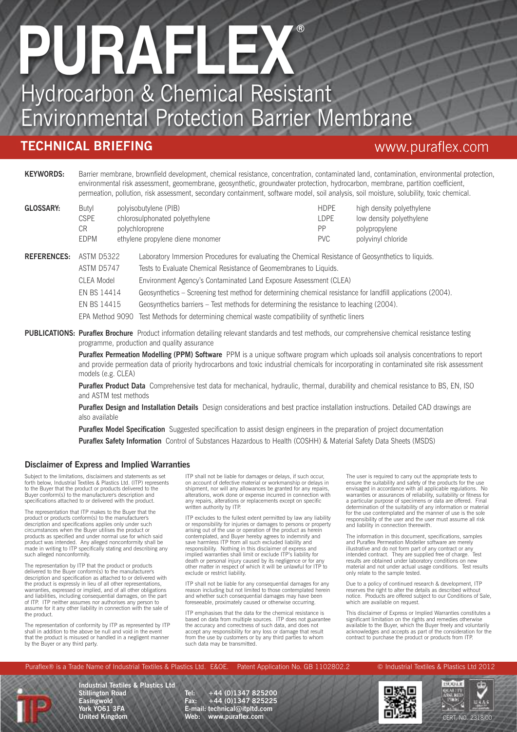# PURAFLEX®

## Hydrocarbon & Chemical Resistant Environmental Protection Barrier Membrane

**TECHNICAL BRIEFING**

www.puraflex.com

**KEYWORDS:** Barrier membrane, brownfield development, chemical resistance, concentration, contaminated land, contamination, environmental protection, environmental risk assessment, geomembrane, geosynthetic, groundwater protection, hydrocarbon, membrane, partition coefficient, permeation, pollution, risk assessment, secondary containment, software model, soil analysis, soil moisture, solubility, toxic chemical.

**GLOSSARY:**

| | | | |
|---|---|---|---|
| Butyl | polyisobutylene (PIB) | HDPE | high density polyethylene |
| CSPE | chlorosulphonated polyethylene | LDPE | low density polyethylene |
| CR | polychloroprene | PP | polypropylene |
| EDPM | ethylene propylene diene monomer | PVC | polyvinyl chloride |

**REFERENCES:**

| | |
|---|---|
| ASTM D5322 | Laboratory Immersion Procedures for evaluating the Chemical Resistance of Geosynthetics to liquids. |
| ASTM D5747 | Tests to Evaluate Chemical Resistance of Geomembranes to Liquids. |
| CLEA Model | Environment Agency's Contaminated Land Exposure Assessment (CLEA) |
| EN BS 14414 | Geosynthetics – Screening test method for determining chemical resistance for landfill applications (2004). |
| EN BS 14415 | Geosynthetics barriers – Test methods for determining the resistance to leaching (2004). |
| EPA Method 9090 | Test Methods for determining chemical waste compatibility of synthetic liners |

**PUBLICATIONS:**

**Puraflex Brochure** Product information detailing relevant standards and test methods, our comprehensive chemical resistance testing programme, production and quality assurance

**Puraflex Permeation Modelling (PPM) Software** PPM is a unique software program which uploads soil analysis concentrations to report and provide permeation data of priority hydrocarbons and toxic industrial chemicals for incorporating in contaminated site risk assessment models (e.g. CLEA)

**Puraflex Product Data** Comprehensive test data for mechanical, hydraulic, thermal, durability and chemical resistance to BS, EN, ISO and ASTM test methods

**Puraflex Design and Installation Details** Design considerations and best practice installation instructions. Detailed CAD drawings are also available

**Puraflex Model Specification** Suggested specification to assist design engineers in the preparation of project documentation

**Puraflex Safety Information** Control of Substances Hazardous to Health (COSHH) & Material Safety Data Sheets (MSDS)

### Disclaimer of Express and Implied Warranties

Subject to the limitations, disclaimers and statements as set forth below, Industrial Textiles & Plastics Ltd. (ITP) represents to the Buyer that the product or products delivered to the Buyer conform(s) to the manufacturer's description and specifications attached to or delivered with the product.

The representation that ITP makes to the Buyer that the product or products conform(s) to the manufacturer's description and specifications applies only under such circumstances when the Buyer utilises the product or products as specified and under normal use for which said product was intended. Any alleged nonconformity shall be made in writing to ITP specifically stating and describing any such alleged nonconformity.

The representation by ITP that the product or products delivered to the Buyer conform(s) to the manufacturer's description and specification as attached to or delivered with the product is expressly in lieu of all other representations, warranties, expressed or implied, and of all other obligations and liabilities, including consequential damages, on the part of ITP. ITP neither assumes nor authorises any person to assume for it any other liability in connection with the sale of the product.

The representation of conformity by ITP as represented by ITP shall in addition to the above be null and void in the event that the product is misused or handled in a negligent manner by the Buyer or any third party.

ITP shall not be liable for damages or delays, if such occur, on account of defective material or workmanship or delays in shipment, nor will any allowances be granted for any repairs, alterations, work done or expense incurred in connection with any repairs, alterations or replacements except on specific written authority by ITP.

ITP excludes to the fullest extent permitted by law any liability or responsibility for injuries or damages to persons or property arising out of the use or operation of the product as herein contemplated, and Buyer hereby agrees to indemnify and save harmless ITP from all such excluded liability and responsibility. Nothing in this disclaimer of express and implied warranties shall limit or exclude ITP's liability for death or personal injury caused by its negligence or for any other matter in respect of which it will be unlawful for ITP to exclude or restrict liability.

ITP shall not be liable for any consequential damages for any reason including but not limited to those contemplated herein and whether such consequential damages may have been foreseeable, proximately caused or otherwise occurring.

ITP emphasises that the data for the chemical resistance is based on data from multiple sources. ITP does not guarantee the accuracy and correctness of such data, and does not accept any responsibility for any loss or damage that result from the use by customers or by any third parties to whom such data may be transmitted.

The user is required to carry out the appropriate tests to ensure the suitability and safety of the products for the use envisaged in accordance with all applicable regulations. No warranties or assurances of reliability, suitability or fitness for a particular purpose of specimens or data are offered. Final determination of the suitability of any information or material for the use contemplated and the manner of use is the sole responsibility of the user and the user must assume all risk and liability in connection therewith.

The information in this document, specifications, samples and Puraflex Permeation Modeller software are merely illustrative and do not form part of any contract or any intended contract. They are supplied free of charge. Test results are obtained under laboratory conditions on new material and not under actual usage conditions. Test results only relate to the sample tested.

Due to a policy of continued research & development, ITP reserves the right to alter the details as described without notice. Products are offered subject to our Conditions of Sale, which are available on request.

This disclaimer of Express or Implied Warranties constitutes a significant limitation on the rights and remedies otherwise available to the Buyer, which the Buyer freely and voluntarily acknowledges and accepts as part of the consideration for the contract to purchase the product or products from ITP.

Puraflex® is a Trade Name of Industrial Textiles & Plastics Ltd. E&OE. Patent Application No. GB 1102802.2 © Industrial Textiles & Plastics Ltd 2012

**Industrial Textiles & Plastics Ltd**
**Stillington Road**
**Easingwold**
**York YO61 3FA**
**United Kingdom**

**Tel:** +44 (0)1347 825200
**Fax:** +44 (0)1347 825225
**E-mail:** technical@itpltd.com
**Web:** www.puraflex.com

CERT. NO. 2318/00